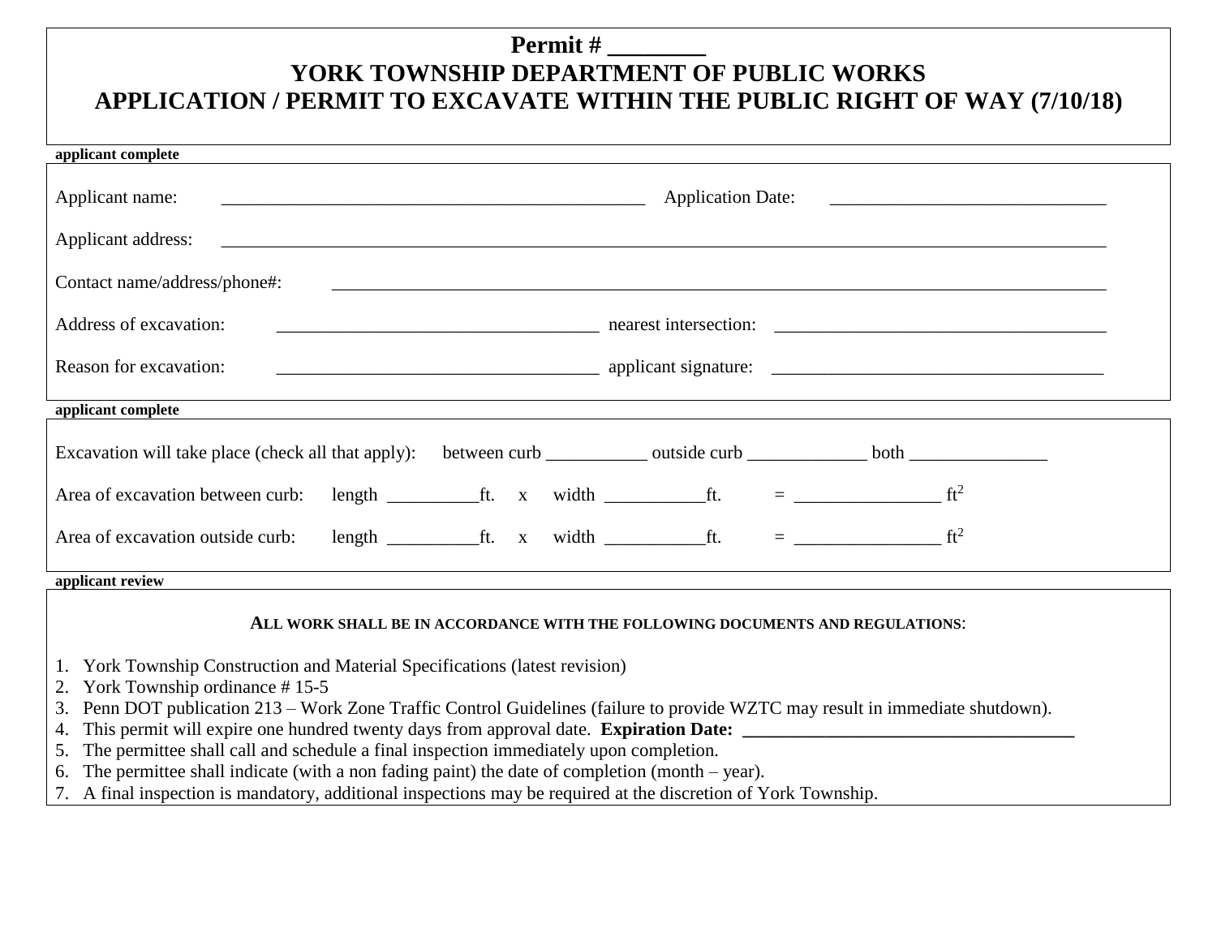# Permit # ________

# YORK TOWNSHIP DEPARTMENT OF PUBLIC WORKS

# APPLICATION / PERMIT TO EXCAVATE WITHIN THE PUBLIC RIGHT OF WAY (7/10/18)

**applicant complete**

Applicant name: _______________________________________________ Application Date: ______________________________

Applicant address: ___________________________________________________________________________________________________

Contact name/address/phone#: ______________________________________________________________________________________

Address of excavation: ___________________________________ nearest intersection: _____________________________________

Reason for excavation: ___________________________________ applicant signature: ____________________________________

**applicant complete**

Excavation will take place (check all that apply): between curb ___________ outside curb _____________ both _______________

Area of excavation between curb: length __________ft. x width ___________ft. = ________________ $ft^2$

Area of excavation outside curb: length __________ft. x width ___________ft. = ________________ $ft^2$

**applicant review**

**ALL WORK SHALL BE IN ACCORDANCE WITH THE FOLLOWING DOCUMENTS AND REGULATIONS**:

1. York Township Construction and Material Specifications (latest revision)
2. York Township ordinance # 15-5
3. Penn DOT publication 213 – Work Zone Traffic Control Guidelines (failure to provide WZTC may result in immediate shutdown).
4. This permit will expire one hundred twenty days from approval date. **Expiration Date: ____________________________________**
5. The permittee shall call and schedule a final inspection immediately upon completion.
6. The permittee shall indicate (with a non fading paint) the date of completion (month – year).
7. A final inspection is mandatory, additional inspections may be required at the discretion of York Township.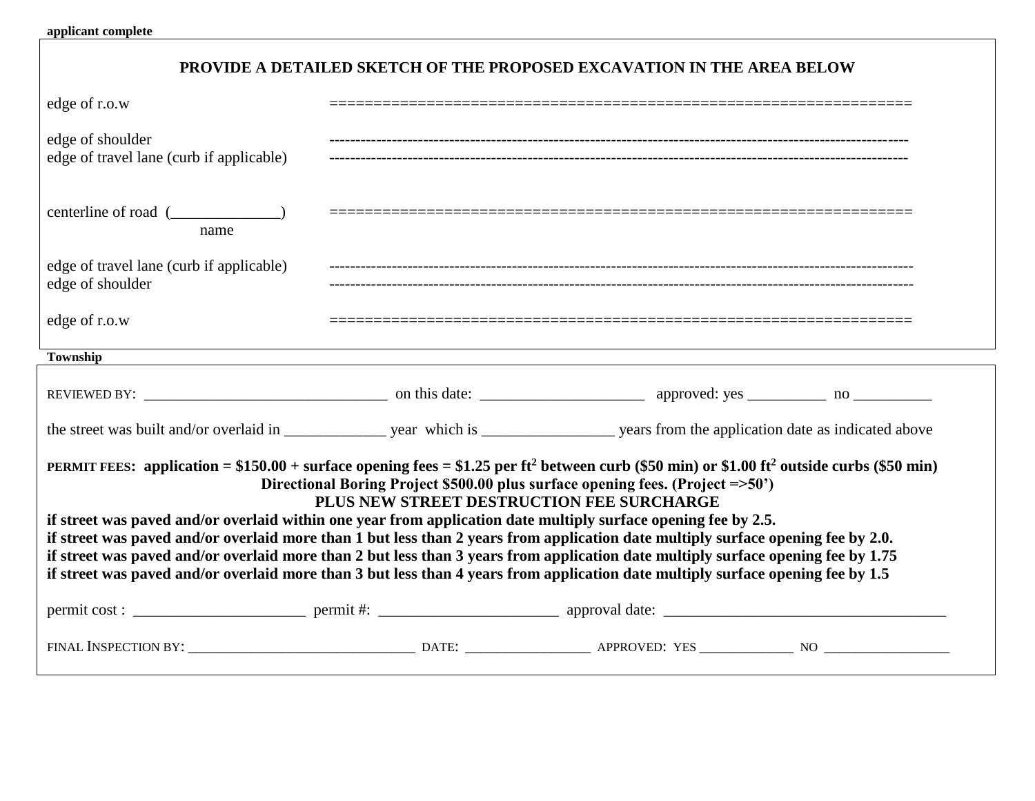applicant complete

## PROVIDE A DETAILED SKETCH OF THE PROPOSED EXCAVATION IN THE AREA BELOW

edge of r.o.w ==================================================================

edge of shoulder ---------------------------------------------------------------------------------------------------------------

edge of travel lane (curb if applicable) ---------------------------------------------------------------------------------------------------------------

centerline of road (______________) ==================================================================
name

edge of travel lane (curb if applicable) ---------------------------------------------------------------------------------------------------------------

edge of shoulder ---------------------------------------------------------------------------------------------------------------

edge of r.o.w ==================================================================

**Township**

REVIEWED BY: ________________________________ on this date: ______________________ approved: yes __________ no __________

the street was built and/or overlaid in _____________ year which is _________________ years from the application date as indicated above

**PERMIT FEES: application = $150.00 + surface opening fees = $1.25 per ft$^2$ between curb ($50 min) or $1.00 ft$^2$ outside curbs ($50 min)**

**Directional Boring Project $500.00 plus surface opening fees. (Project =>50')**

**PLUS NEW STREET DESTRUCTION FEE SURCHARGE**

**if street was paved and/or overlaid within one year from application date multiply surface opening fee by 2.5.**
**if street was paved and/or overlaid more than 1 but less than 2 years from application date multiply surface opening fee by 2.0.**
**if street was paved and/or overlaid more than 2 but less than 3 years from application date multiply surface opening fee by 1.75**
**if street was paved and/or overlaid more than 3 but less than 4 years from application date multiply surface opening fee by 1.5**

permit cost : ______________________ permit #: ________________________ approval date: ____________________________________

FINAL INSPECTION BY: ________________________________ DATE: __________________ APPROVED: YES ______________ NO __________________